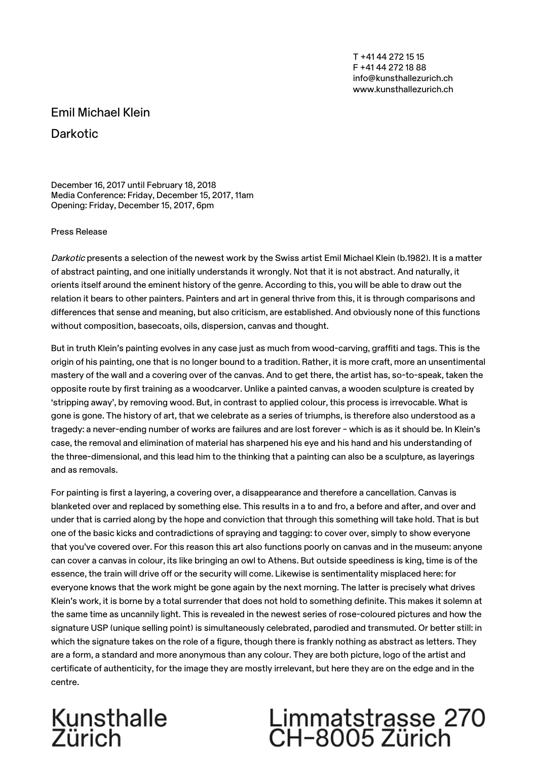T +41 44 272 15 15
F +41 44 272 18 88
info@kunsthallezurich.ch
www.kunsthallezurich.ch

# Emil Michael Klein

## Darkotic

December 16, 2017 until February 18, 2018
Media Conference: Friday, December 15, 2017, 11am
Opening: Friday, December 15, 2017, 6pm

Press Release

*Darkotic* presents a selection of the newest work by the Swiss artist Emil Michael Klein (b.1982). It is a matter of abstract painting, and one initially understands it wrongly. Not that it is not abstract. And naturally, it orients itself around the eminent history of the genre. According to this, you will be able to draw out the relation it bears to other painters. Painters and art in general thrive from this, it is through comparisons and differences that sense and meaning, but also criticism, are established. And obviously none of this functions without composition, basecoats, oils, dispersion, canvas and thought.

But in truth Klein's painting evolves in any case just as much from wood-carving, graffiti and tags. This is the origin of his painting, one that is no longer bound to a tradition. Rather, it is more craft, more an unsentimental mastery of the wall and a covering over of the canvas. And to get there, the artist has, so-to-speak, taken the opposite route by first training as a woodcarver. Unlike a painted canvas, a wooden sculpture is created by 'stripping away', by removing wood. But, in contrast to applied colour, this process is irrevocable. What is gone is gone. The history of art, that we celebrate as a series of triumphs, is therefore also understood as a tragedy: a never-ending number of works are failures and are lost forever – which is as it should be. In Klein's case, the removal and elimination of material has sharpened his eye and his hand and his understanding of the three-dimensional, and this lead him to the thinking that a painting can also be a sculpture, as layerings and as removals.

For painting is first a layering, a covering over, a disappearance and therefore a cancellation. Canvas is blanketed over and replaced by something else. This results in a to and fro, a before and after, and over and under that is carried along by the hope and conviction that through this something will take hold. That is but one of the basic kicks and contradictions of spraying and tagging: to cover over, simply to show everyone that you've covered over. For this reason this art also functions poorly on canvas and in the museum: anyone can cover a canvas in colour, its like bringing an owl to Athens. But outside speediness is king, time is of the essence, the train will drive off or the security will come. Likewise is sentimentality misplaced here: for everyone knows that the work might be gone again by the next morning. The latter is precisely what drives Klein's work, it is borne by a total surrender that does not hold to something definite. This makes it solemn at the same time as uncannily light. This is revealed in the newest series of rose-coloured pictures and how the signature USP (unique selling point) is simultaneously celebrated, parodied and transmuted. Or better still: in which the signature takes on the role of a figure, though there is frankly nothing as abstract as letters. They are a form, a standard and more anonymous than any colour. They are both picture, logo of the artist and certificate of authenticity, for the image they are mostly irrelevant, but here they are on the edge and in the centre.

Kunsthalle Zürich

Limmatstrasse 270
CH-8005 Zürich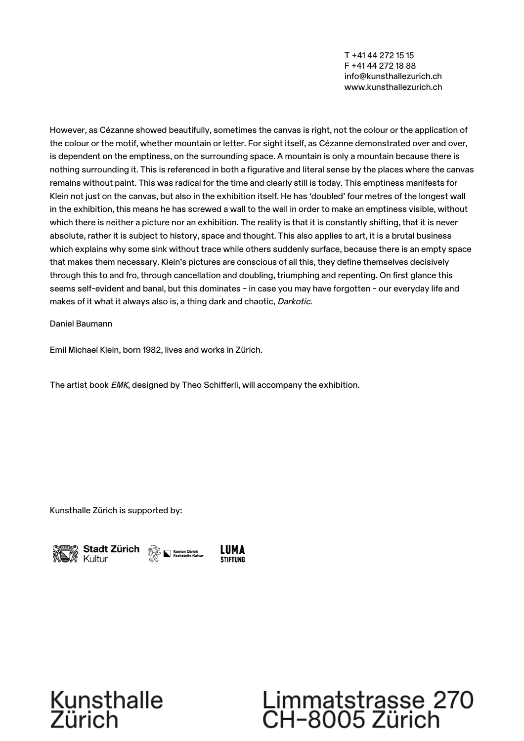T +41 44 272 15 15
F +41 44 272 18 88
info@kunsthallezurich.ch
www.kunsthallezurich.ch

However, as Cézanne showed beautifully, sometimes the canvas is right, not the colour or the application of the colour or the motif, whether mountain or letter. For sight itself, as Cézanne demonstrated over and over, is dependent on the emptiness, on the surrounding space. A mountain is only a mountain because there is nothing surrounding it. This is referenced in both a figurative and literal sense by the places where the canvas remains without paint. This was radical for the time and clearly still is today. This emptiness manifests for Klein not just on the canvas, but also in the exhibition itself. He has 'doubled' four metres of the longest wall in the exhibition, this means he has screwed a wall to the wall in order to make an emptiness visible, without which there is neither a picture nor an exhibition. The reality is that it is constantly shifting, that it is never absolute, rather it is subject to history, space and thought. This also applies to art, it is a brutal business which explains why some sink without trace while others suddenly surface, because there is an empty space that makes them necessary. Klein's pictures are conscious of all this, they define themselves decisively through this to and fro, through cancellation and doubling, triumphing and repenting. On first glance this seems self-evident and banal, but this dominates – in case you may have forgotten – our everyday life and makes of it what it always also is, a thing dark and chaotic, *Darkotic*.

Daniel Baumann

Emil Michael Klein, born 1982, lives and works in Zürich.

The artist book *EMK*, designed by Theo Schifferli, will accompany the exhibition.

Kunsthalle Zürich is supported by:

Stadt Zürich Kultur
Kanton Zürich Fachstelle Kultur
LUMA STIFTUNG

Kunsthalle Zürich

Limmatstrasse 270
CH-8005 Zürich